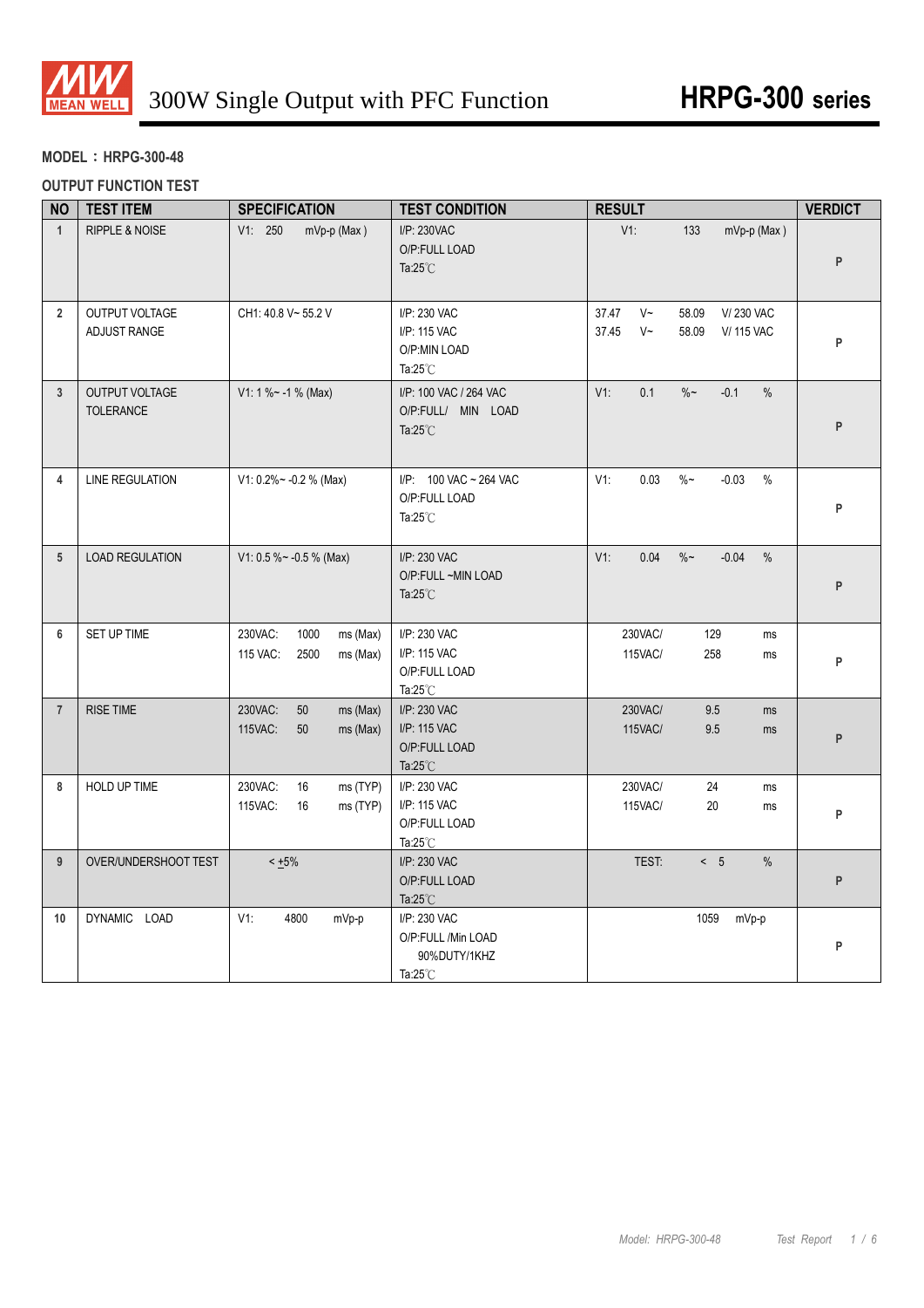# 300W Single Output with PFC Function — HRPG-300 series

**MODEL：HRPG-300-48**

**OUTPUT FUNCTION TEST**

| NO | TEST ITEM | SPECIFICATION | TEST CONDITION | RESULT | VERDICT |
|---|---|---|---|---|---|
| 1 | RIPPLE & NOISE | V1: 250 mVp-p (Max ) | I/P: 230VAC<br>O/P:FULL LOAD<br>Ta:25℃ | V1: 133 mVp-p (Max ) | P |
| 2 | OUTPUT VOLTAGE ADJUST RANGE | CH1: 40.8 V~ 55.2 V | I/P: 230 VAC<br>I/P: 115 VAC<br>O/P:MIN LOAD<br>Ta:25℃ | 37.47 V~ 58.09 V/ 230 VAC<br>37.45 V~ 58.09 V/ 115 VAC | P |
| 3 | OUTPUT VOLTAGE TOLERANCE | V1: 1 %~ -1 % (Max) | I/P: 100 VAC / 264 VAC<br>O/P:FULL/ MIN LOAD<br>Ta:25℃ | V1: 0.1 %~ -0.1 % | P |
| 4 | LINE REGULATION | V1: 0.2%~ -0.2 % (Max) | I/P: 100 VAC ~ 264 VAC<br>O/P:FULL LOAD<br>Ta:25℃ | V1: 0.03 %~ -0.03 % | P |
| 5 | LOAD REGULATION | V1: 0.5 %~ -0.5 % (Max) | I/P: 230 VAC<br>O/P:FULL ~MIN LOAD<br>Ta:25℃ | V1: 0.04 %~ -0.04 % | P |
| 6 | SET UP TIME | 230VAC: 1000 ms (Max)<br>115 VAC: 2500 ms (Max) | I/P: 230 VAC<br>I/P: 115 VAC<br>O/P:FULL LOAD<br>Ta:25℃ | 230VAC/ 129 ms<br>115VAC/ 258 ms | P |
| 7 | RISE TIME | 230VAC: 50 ms (Max)<br>115VAC: 50 ms (Max) | I/P: 230 VAC<br>I/P: 115 VAC<br>O/P:FULL LOAD<br>Ta:25℃ | 230VAC/ 9.5 ms<br>115VAC/ 9.5 ms | P |
| 8 | HOLD UP TIME | 230VAC: 16 ms (TYP)<br>115VAC: 16 ms (TYP) | I/P: 230 VAC<br>I/P: 115 VAC<br>O/P:FULL LOAD<br>Ta:25℃ | 230VAC/ 24 ms<br>115VAC/ 20 ms | P |
| 9 | OVER/UNDERSHOOT TEST | < ±5% | I/P: 230 VAC<br>O/P:FULL LOAD<br>Ta:25℃ | TEST: < 5 % | P |
| 10 | DYNAMIC LOAD | V1: 4800 mVp-p | I/P: 230 VAC<br>O/P:FULL /Min LOAD<br>90%DUTY/1KHZ<br>Ta:25℃ | 1059 mVp-p | P |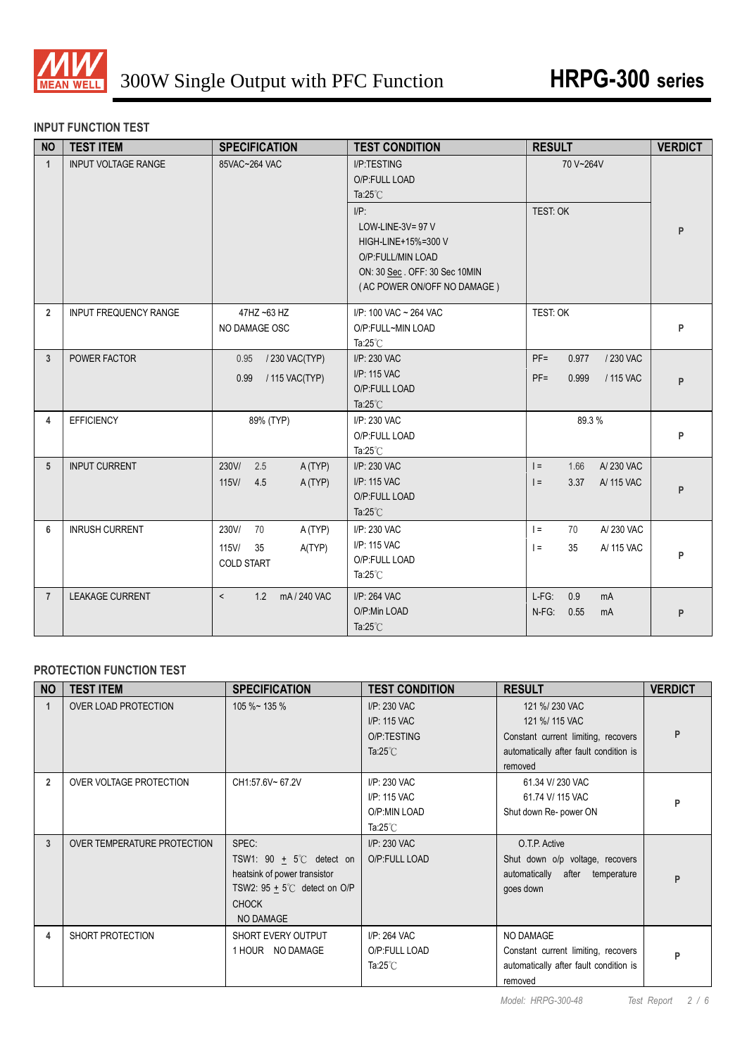# 300W Single Output with PFC Function — HRPG-300 series

## INPUT FUNCTION TEST

| NO | TEST ITEM | SPECIFICATION | TEST CONDITION | RESULT | VERDICT |
|---|---|---|---|---|---|
| 1 | INPUT VOLTAGE RANGE | 85VAC~264 VAC | I/P:TESTING<br>O/P:FULL LOAD<br>Ta:25℃ | 70 V~264V | P |
| | | | I/P:<br>LOW-LINE-3V= 97 V<br>HIGH-LINE+15%=300 V<br>O/P:FULL/MIN LOAD<br>ON: 30 Sec . OFF: 30 Sec 10MIN<br>( AC POWER ON/OFF NO DAMAGE ) | TEST: OK | |
| 2 | INPUT FREQUENCY RANGE | 47HZ ~63 HZ<br>NO DAMAGE OSC | I/P: 100 VAC ~ 264 VAC<br>O/P:FULL~MIN LOAD<br>Ta:25℃ | TEST: OK | P |
| 3 | POWER FACTOR | 0.95 / 230 VAC(TYP)<br>0.99 / 115 VAC(TYP) | I/P: 230 VAC<br>I/P: 115 VAC<br>O/P:FULL LOAD<br>Ta:25℃ | PF= 0.977 / 230 VAC<br>PF= 0.999 / 115 VAC | P |
| 4 | EFFICIENCY | 89% (TYP) | I/P: 230 VAC<br>O/P:FULL LOAD<br>Ta:25℃ | 89.3 % | P |
| 5 | INPUT CURRENT | 230V/ 2.5 A (TYP)<br>115V/ 4.5 A (TYP) | I/P: 230 VAC<br>I/P: 115 VAC<br>O/P:FULL LOAD<br>Ta:25℃ | I = 1.66 A/ 230 VAC<br>I = 3.37 A/ 115 VAC | P |
| 6 | INRUSH CURRENT | 230V/ 70 A (TYP)<br>115V/ 35 A(TYP)<br>COLD START | I/P: 230 VAC<br>I/P: 115 VAC<br>O/P:FULL LOAD<br>Ta:25℃ | I = 70 A/ 230 VAC<br>I = 35 A/ 115 VAC | P |
| 7 | LEAKAGE CURRENT | < 1.2 mA / 240 VAC | I/P: 264 VAC<br>O/P:Min LOAD<br>Ta:25℃ | L-FG: 0.9 mA<br>N-FG: 0.55 mA | P |

## PROTECTION FUNCTION TEST

| NO | TEST ITEM | SPECIFICATION | TEST CONDITION | RESULT | VERDICT |
|---|---|---|---|---|---|
| 1 | OVER LOAD PROTECTION | 105 %~ 135 % | I/P: 230 VAC<br>I/P: 115 VAC<br>O/P:TESTING<br>Ta:25℃ | 121 %/ 230 VAC<br>121 %/ 115 VAC<br>Constant current limiting, recovers automatically after fault condition is removed | P |
| 2 | OVER VOLTAGE PROTECTION | CH1:57.6V~ 67.2V | I/P: 230 VAC<br>I/P: 115 VAC<br>O/P:MIN LOAD<br>Ta:25℃ | 61.34 V/ 230 VAC<br>61.74 V/ 115 VAC<br>Shut down Re- power ON | P |
| 3 | OVER TEMPERATURE PROTECTION | SPEC:<br>TSW1: 90 ± 5℃ detect on heatsink of power transistor<br>TSW2: 95 ± 5℃ detect on O/P CHOCK<br>NO DAMAGE | I/P: 230 VAC<br>O/P:FULL LOAD | O.T.P. Active<br>Shut down o/p voltage, recovers automatically after temperature goes down | P |
| 4 | SHORT PROTECTION | SHORT EVERY OUTPUT<br>1 HOUR NO DAMAGE | I/P: 264 VAC<br>O/P:FULL LOAD<br>Ta:25℃ | NO DAMAGE<br>Constant current limiting, recovers automatically after fault condition is removed | P |

*Model: HRPG-300-48 Test Report*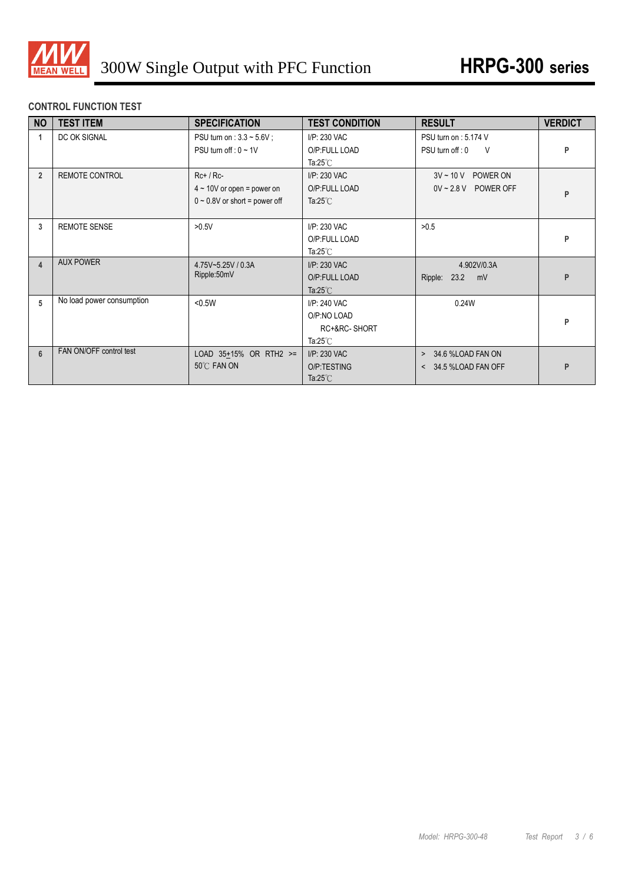# 300W Single Output with PFC Function

## HRPG-300 series

### CONTROL FUNCTION TEST

| NO | TEST ITEM | SPECIFICATION | TEST CONDITION | RESULT | VERDICT |
|---|---|---|---|---|---|
| 1 | DC OK SIGNAL | PSU turn on : 3.3 ~ 5.6V ;<br>PSU turn off : 0 ~ 1V | I/P: 230 VAC<br>O/P:FULL LOAD<br>Ta:25℃ | PSU turn on : 5.174 V<br>PSU turn off : 0 V | P |
| 2 | REMOTE CONTROL | Rc+ / Rc-<br>4 ~ 10V or open = power on<br>0 ~ 0.8V or short = power off | I/P: 230 VAC<br>O/P:FULL LOAD<br>Ta:25℃ | 3V ~ 10 V POWER ON<br>0V ~ 2.8 V POWER OFF | P |
| 3 | REMOTE SENSE | >0.5V | I/P: 230 VAC<br>O/P:FULL LOAD<br>Ta:25℃ | >0.5 | P |
| 4 | AUX POWER | 4.75V~5.25V / 0.3A<br>Ripple:50mV | I/P: 230 VAC<br>O/P:FULL LOAD<br>Ta:25℃ | 4.902V/0.3A<br>Ripple: 23.2 mV | P |
| 5 | No load power consumption | <0.5W | I/P: 240 VAC<br>O/P:NO LOAD<br>RC+&RC- SHORT<br>Ta:25℃ | 0.24W | P |
| 6 | FAN ON/OFF control test | LOAD 35±15% OR RTH2 >= 50℃ FAN ON | I/P: 230 VAC<br>O/P:TESTING<br>Ta:25℃ | > 34.6 %LOAD FAN ON<br>< 34.5 %LOAD FAN OFF | P |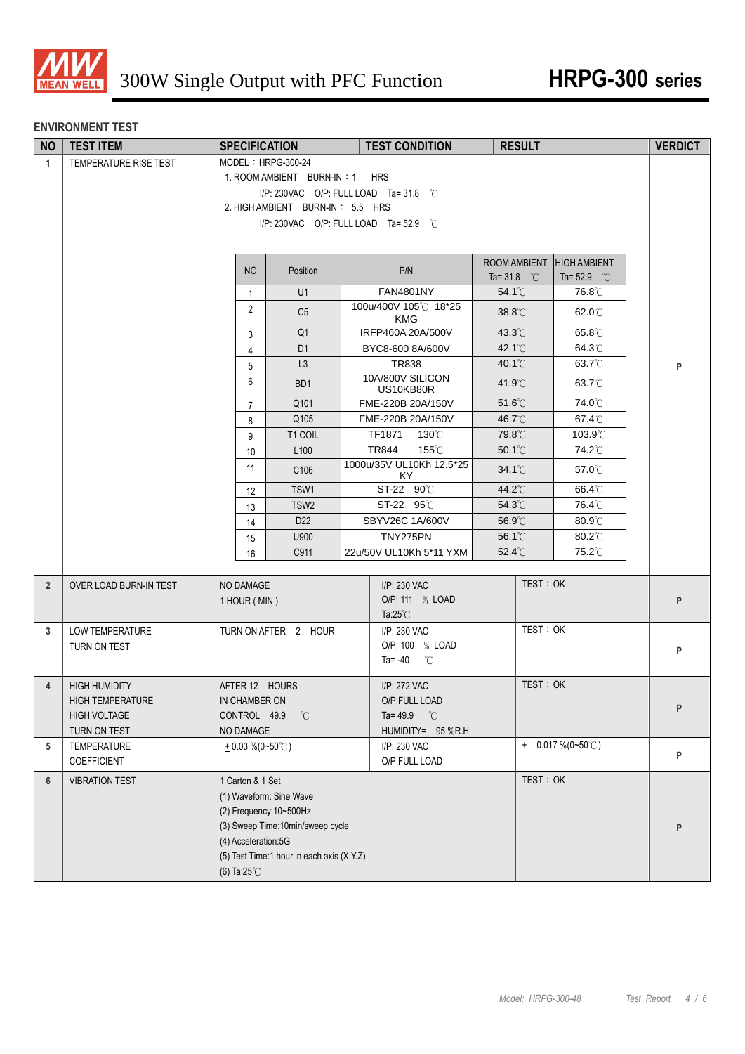# 300W Single Output with PFC Function

# HRPG-300 series

## ENVIRONMENT TEST

| NO | TEST ITEM | SPECIFICATION | TEST CONDITION | RESULT | VERDICT |
|---|---|---|---|---|---|
| 1 | TEMPERATURE RISE TEST | MODEL：HRPG-300-24<br>1. ROOM AMBIENT BURN-IN：1 HRS<br>I/P: 230VAC O/P: FULL LOAD Ta= 31.8 ℃<br>2. HIGH AMBIENT BURN-IN： 5.5 HRS<br>I/P: 230VAC O/P: FULL LOAD Ta= 52.9 ℃ | | | P |

| NO | Position | P/N | ROOM AMBIENT Ta= 31.8 ℃ | HIGH AMBIENT Ta= 52.9 ℃ |
|---|---|---|---|---|
| 1 | U1 | FAN4801NY | 54.1℃ | 76.8℃ |
| 2 | C5 | 100u/400V 105℃ 18*25 KMG | 38.8℃ | 62.0℃ |
| 3 | Q1 | IRFP460A 20A/500V | 43.3℃ | 65.8℃ |
| 4 | D1 | BYC8-600 8A/600V | 42.1℃ | 64.3℃ |
| 5 | L3 | TR838 | 40.1℃ | 63.7℃ |
| 6 | BD1 | 10A/800V SILICON US10KB80R | 41.9℃ | 63.7℃ |
| 7 | Q101 | FME-220B 20A/150V | 51.6℃ | 74.0℃ |
| 8 | Q105 | FME-220B 20A/150V | 46.7℃ | 67.4℃ |
| 9 | T1 COIL | TF1871 130℃ | 79.8℃ | 103.9℃ |
| 10 | L100 | TR844 155℃ | 50.1℃ | 74.2℃ |
| 11 | C106 | 1000u/35V UL10Kh 12.5*25 KY | 34.1℃ | 57.0℃ |
| 12 | TSW1 | ST-22 90℃ | 44.2℃ | 66.4℃ |
| 13 | TSW2 | ST-22 95℃ | 54.3℃ | 76.4℃ |
| 14 | D22 | SBYV26C 1A/600V | 56.9℃ | 80.9℃ |
| 15 | U900 | TNY275PN | 56.1℃ | 80.2℃ |
| 16 | C911 | 22u/50V UL10Kh 5*11 YXM | 52.4℃ | 75.2℃ |

| NO | TEST ITEM | SPECIFICATION | TEST CONDITION | RESULT | VERDICT |
|---|---|---|---|---|---|
| 2 | OVER LOAD BURN-IN TEST | NO DAMAGE<br>1 HOUR ( MIN ) | I/P: 230 VAC<br>O/P: 111 % LOAD<br>Ta:25℃ | TEST：OK | P |
| 3 | LOW TEMPERATURE TURN ON TEST | TURN ON AFTER 2 HOUR | I/P: 230 VAC<br>O/P: 100 % LOAD<br>Ta= -40 ℃ | TEST：OK | P |
| 4 | HIGH HUMIDITY HIGH TEMPERATURE HIGH VOLTAGE TURN ON TEST | AFTER 12 HOURS<br>IN CHAMBER ON<br>CONTROL 49.9 ℃<br>NO DAMAGE | I/P: 272 VAC<br>O/P:FULL LOAD<br>Ta= 49.9 ℃<br>HUMIDITY= 95 %R.H | TEST：OK | P |
| 5 | TEMPERATURE COEFFICIENT | ± 0.03 %(0~50℃) | I/P: 230 VAC<br>O/P:FULL LOAD | ± 0.017 %(0~50℃) | P |
| 6 | VIBRATION TEST | 1 Carton & 1 Set<br>(1) Waveform: Sine Wave<br>(2) Frequency:10~500Hz<br>(3) Sweep Time:10min/sweep cycle<br>(4) Acceleration:5G<br>(5) Test Time:1 hour in each axis (X.Y.Z)<br>(6) Ta:25℃ | | TEST：OK | P |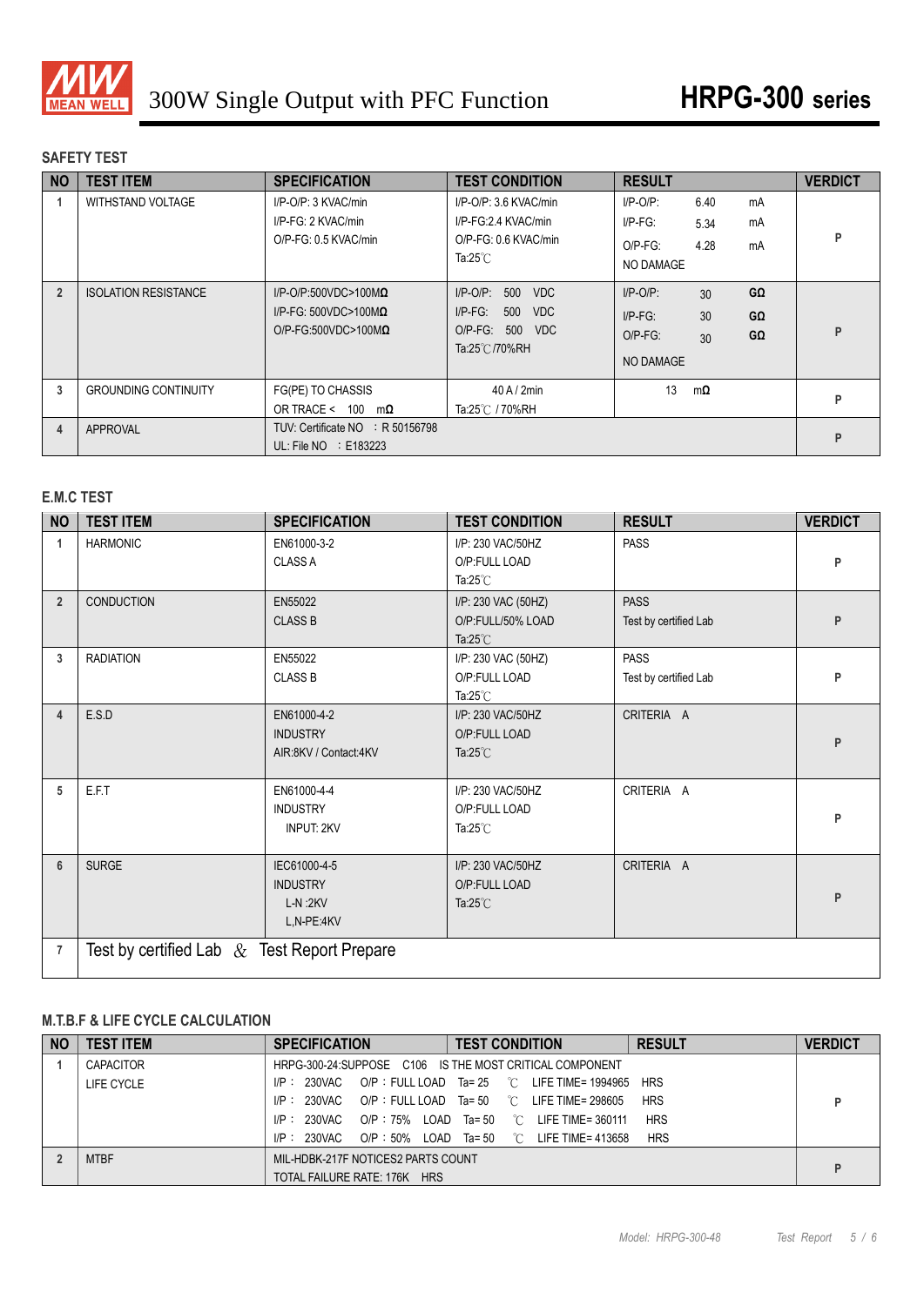# 300W Single Output with PFC Function

## HRPG-300 series

### SAFETY TEST

| NO | TEST ITEM | SPECIFICATION | TEST CONDITION | RESULT | VERDICT |
|---|---|---|---|---|---|
| 1 | WITHSTAND VOLTAGE | I/P-O/P: 3 KVAC/min<br>I/P-FG: 2 KVAC/min<br>O/P-FG: 0.5 KVAC/min | I/P-O/P: 3.6 KVAC/min<br>I/P-FG:2.4 KVAC/min<br>O/P-FG: 0.6 KVAC/min<br>Ta:25℃ | I/P-O/P: 6.40 mA<br>I/P-FG: 5.34 mA<br>O/P-FG: 4.28 mA<br>NO DAMAGE | P |
| 2 | ISOLATION RESISTANCE | I/P-O/P:500VDC>100MΩ<br>I/P-FG: 500VDC>100MΩ<br>O/P-FG:500VDC>100MΩ | I/P-O/P: 500 VDC<br>I/P-FG: 500 VDC<br>O/P-FG: 500 VDC<br>Ta:25℃/70%RH | I/P-O/P: 30 GΩ<br>I/P-FG: 30 GΩ<br>O/P-FG: 30 GΩ<br>NO DAMAGE | P |
| 3 | GROUNDING CONTINUITY | FG(PE) TO CHASSIS<br>OR TRACE < 100 mΩ | 40 A / 2min<br>Ta:25℃ / 70%RH | 13 mΩ | P |
| 4 | APPROVAL | TUV: Certificate NO : R 50156798<br>UL: File NO : E183223 | | | P |

### E.M.C TEST

| NO | TEST ITEM | SPECIFICATION | TEST CONDITION | RESULT | VERDICT |
|---|---|---|---|---|---|
| 1 | HARMONIC | EN61000-3-2<br>CLASS A | I/P: 230 VAC/50HZ<br>O/P:FULL LOAD<br>Ta:25℃ | PASS | P |
| 2 | CONDUCTION | EN55022<br>CLASS B | I/P: 230 VAC (50HZ)<br>O/P:FULL/50% LOAD<br>Ta:25℃ | PASS<br>Test by certified Lab | P |
| 3 | RADIATION | EN55022<br>CLASS B | I/P: 230 VAC (50HZ)<br>O/P:FULL LOAD<br>Ta:25℃ | PASS<br>Test by certified Lab | P |
| 4 | E.S.D | EN61000-4-2<br>INDUSTRY<br>AIR:8KV / Contact:4KV | I/P: 230 VAC/50HZ<br>O/P:FULL LOAD<br>Ta:25℃ | CRITERIA A | P |
| 5 | E.F.T | EN61000-4-4<br>INDUSTRY<br>INPUT: 2KV | I/P: 230 VAC/50HZ<br>O/P:FULL LOAD<br>Ta:25℃ | CRITERIA A | P |
| 6 | SURGE | IEC61000-4-5<br>INDUSTRY<br>L-N :2KV<br>L,N-PE:4KV | I/P: 230 VAC/50HZ<br>O/P:FULL LOAD<br>Ta:25℃ | CRITERIA A | P |
| 7 | Test by certified Lab & Test Report Prepare | | | | |

### M.T.B.F & LIFE CYCLE CALCULATION

| NO | TEST ITEM | SPECIFICATION / TEST CONDITION / RESULT | VERDICT |
|---|---|---|---|
| 1 | CAPACITOR LIFE CYCLE | HRPG-300-24:SUPPOSE C106 IS THE MOST CRITICAL COMPONENT<br>I/P : 230VAC O/P : FULL LOAD Ta= 25 ℃ LIFE TIME= 1994965 HRS<br>I/P : 230VAC O/P : FULL LOAD Ta= 50 ℃ LIFE TIME= 298605 HRS<br>I/P : 230VAC O/P : 75% LOAD Ta= 50 ℃ LIFE TIME= 360111 HRS<br>I/P : 230VAC O/P : 50% LOAD Ta= 50 ℃ LIFE TIME= 413658 HRS | P |
| 2 | MTBF | MIL-HDBK-217F NOTICES2 PARTS COUNT<br>TOTAL FAILURE RATE: 176K HRS | P |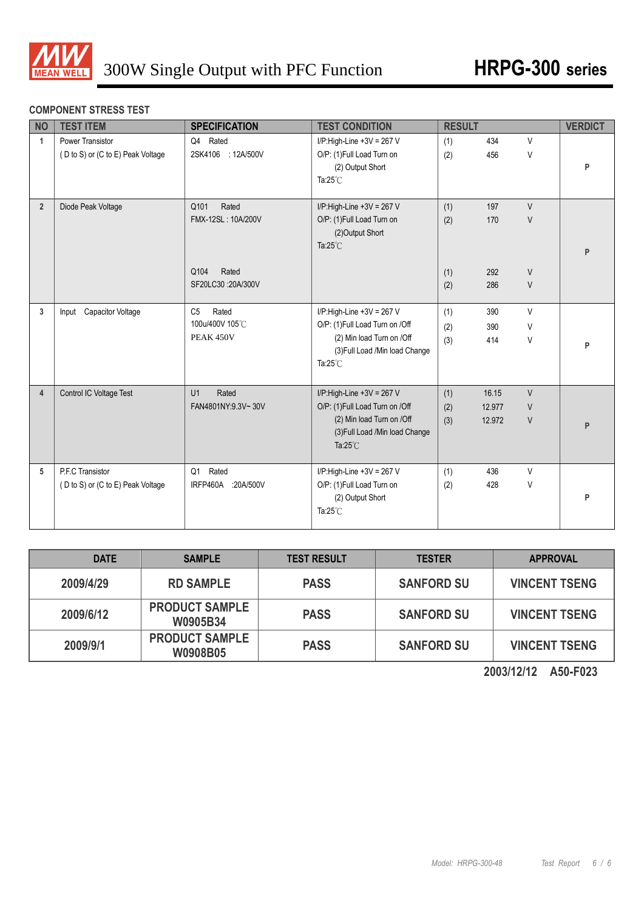300W Single Output with PFC Function **HRPG-300 series**

**COMPONENT STRESS TEST**

| NO | TEST ITEM | SPECIFICATION | TEST CONDITION | RESULT | VERDICT |
|---|---|---|---|---|---|
| 1 | Power Transistor ( D to S) or (C to E) Peak Voltage | Q4 Rated 2SK4106 : 12A/500V | I/P:High-Line +3V = 267 V O/P: (1)Full Load Turn on (2) Output Short Ta:25℃ | (1) 434 V (2) 456 V | P |
| 2 | Diode Peak Voltage | Q101 Rated FMX-12SL : 10A/200V Q104 Rated SF20LC30 :20A/300V | I/P:High-Line +3V = 267 V O/P: (1)Full Load Turn on (2)Output Short Ta:25℃ | Q101: (1) 197 V (2) 170 V Q104: (1) 292 V (2) 286 V | P |
| 3 | Input Capacitor Voltage | C5 Rated 100u/400V 105℃ PEAK 450V | I/P:High-Line +3V = 267 V O/P: (1)Full Load Turn on /Off (2) Min load Turn on /Off (3)Full Load /Min load Change Ta:25℃ | (1) 390 V (2) 390 V (3) 414 V | P |
| 4 | Control IC Voltage Test | U1 Rated FAN4801NY:9.3V~ 30V | I/P:High-Line +3V = 267 V O/P: (1)Full Load Turn on /Off (2) Min load Turn on /Off (3)Full Load /Min load Change Ta:25℃ | (1) 16.15 V (2) 12.977 V (3) 12.972 V | P |
| 5 | P.F.C Transistor ( D to S) or (C to E) Peak Voltage | Q1 Rated IRFP460A :20A/500V | I/P:High-Line +3V = 267 V O/P: (1)Full Load Turn on (2) Output Short Ta:25℃ | (1) 436 V (2) 428 V | P |

| DATE | SAMPLE | TEST RESULT | TESTER | APPROVAL |
|---|---|---|---|---|
| 2009/4/29 | RD SAMPLE | PASS | SANFORD SU | VINCENT TSENG |
| 2009/6/12 | PRODUCT SAMPLE W0905B34 | PASS | SANFORD SU | VINCENT TSENG |
| 2009/9/1 | PRODUCT SAMPLE W0908B05 | PASS | SANFORD SU | VINCENT TSENG |

2003/12/12 A50-F023